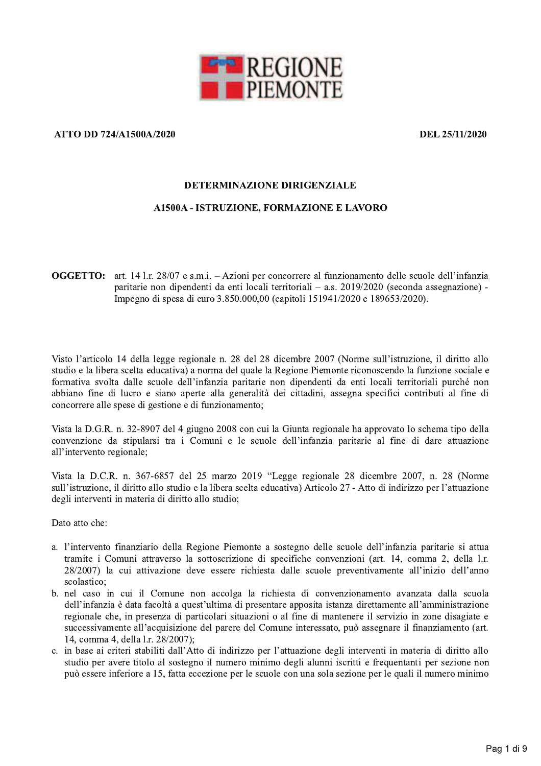REGIONE PIEMONTE

**ATTO DD 724/A1500A/2020** **DEL 25/11/2020**

**DETERMINAZIONE DIRIGENZIALE**

**A1500A - ISTRUZIONE, FORMAZIONE E LAVORO**

**OGGETTO:** art. 14 l.r. 28/07 e s.m.i. – Azioni per concorrere al funzionamento delle scuole dell'infanzia paritarie non dipendenti da enti locali territoriali – a.s. 2019/2020 (seconda assegnazione) - Impegno di spesa di euro 3.850.000,00 (capitoli 151941/2020 e 189653/2020).

Visto l'articolo 14 della legge regionale n. 28 del 28 dicembre 2007 (Norme sull'istruzione, il diritto allo studio e la libera scelta educativa) a norma del quale la Regione Piemonte riconoscendo la funzione sociale e formativa svolta dalle scuole dell'infanzia paritarie non dipendenti da enti locali territoriali purché non abbiano fine di lucro e siano aperte alla generalità dei cittadini, assegna specifici contributi al fine di concorrere alle spese di gestione e di funzionamento;

Vista la D.G.R. n. 32-8907 del 4 giugno 2008 con cui la Giunta regionale ha approvato lo schema tipo della convenzione da stipularsi tra i Comuni e le scuole dell'infanzia paritarie al fine di dare attuazione all'intervento regionale;

Vista la D.C.R. n. 367-6857 del 25 marzo 2019 "Legge regionale 28 dicembre 2007, n. 28 (Norme sull'istruzione, il diritto allo studio e la libera scelta educativa) Articolo 27 - Atto di indirizzo per l'attuazione degli interventi in materia di diritto allo studio;

Dato atto che:

a. l'intervento finanziario della Regione Piemonte a sostegno delle scuole dell'infanzia paritarie si attua tramite i Comuni attraverso la sottoscrizione di specifiche convenzioni (art. 14, comma 2, della l.r. 28/2007) la cui attivazione deve essere richiesta dalle scuole preventivamente all'inizio dell'anno scolastico;
b. nel caso in cui il Comune non accolga la richiesta di convenzionamento avanzata dalla scuola dell'infanzia è data facoltà a quest'ultima di presentare apposita istanza direttamente all'amministrazione regionale che, in presenza di particolari situazioni o al fine di mantenere il servizio in zone disagiate e successivamente all'acquisizione del parere del Comune interessato, può assegnare il finanziamento (art. 14, comma 4, della l.r. 28/2007);
c. in base ai criteri stabiliti dall'Atto di indirizzo per l'attuazione degli interventi in materia di diritto allo studio per avere titolo al sostegno il numero minimo degli alunni iscritti e frequentanti per sezione non può essere inferiore a 15, fatta eccezione per le scuole con una sola sezione per le quali il numero minimo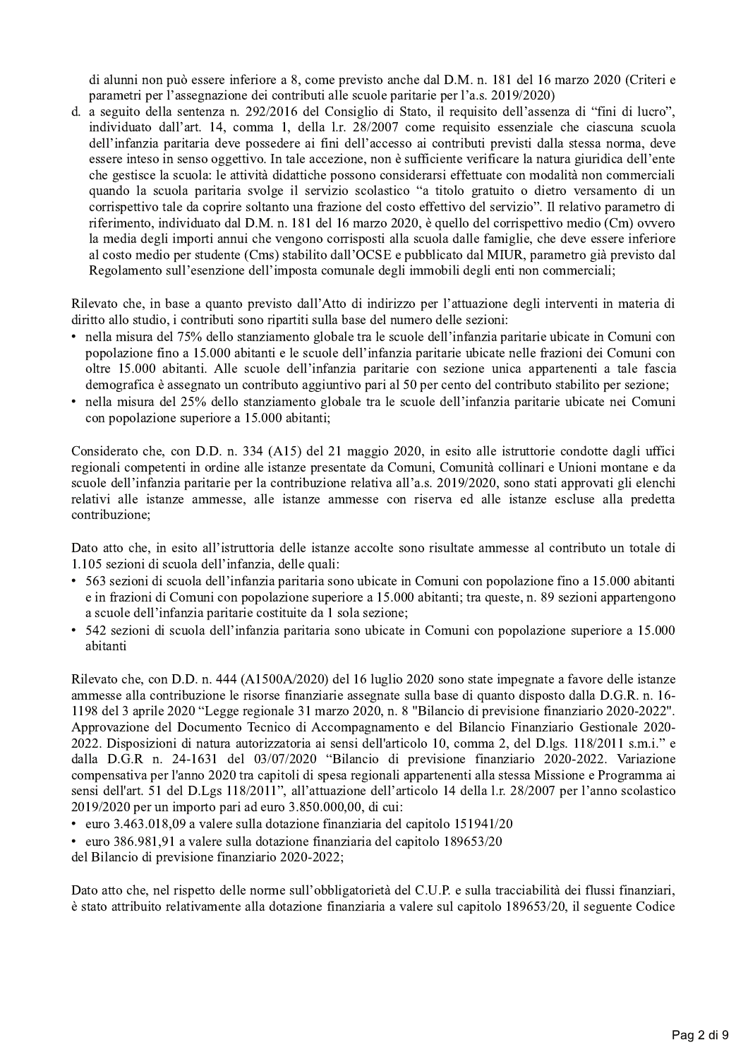di alunni non può essere inferiore a 8, come previsto anche dal D.M. n. 181 del 16 marzo 2020 (Criteri e parametri per l'assegnazione dei contributi alle scuole paritarie per l'a.s. 2019/2020)

d. a seguito della sentenza n. 292/2016 del Consiglio di Stato, il requisito dell'assenza di "fini di lucro", individuato dall'art. 14, comma 1, della l.r. 28/2007 come requisito essenziale che ciascuna scuola dell'infanzia paritaria deve possedere ai fini dell'accesso ai contributi previsti dalla stessa norma, deve essere inteso in senso oggettivo. In tale accezione, non è sufficiente verificare la natura giuridica dell'ente che gestisce la scuola: le attività didattiche possono considerarsi effettuate con modalità non commerciali quando la scuola paritaria svolge il servizio scolastico "a titolo gratuito o dietro versamento di un corrispettivo tale da coprire soltanto una frazione del costo effettivo del servizio". Il relativo parametro di riferimento, individuato dal D.M. n. 181 del 16 marzo 2020, è quello del corrispettivo medio (Cm) ovvero la media degli importi annui che vengono corrisposti alla scuola dalle famiglie, che deve essere inferiore al costo medio per studente (Cms) stabilito dall'OCSE e pubblicato dal MIUR, parametro già previsto dal Regolamento sull'esenzione dell'imposta comunale degli immobili degli enti non commerciali;

Rilevato che, in base a quanto previsto dall'Atto di indirizzo per l'attuazione degli interventi in materia di diritto allo studio, i contributi sono ripartiti sulla base del numero delle sezioni:

- nella misura del 75% dello stanziamento globale tra le scuole dell'infanzia paritarie ubicate in Comuni con popolazione fino a 15.000 abitanti e le scuole dell'infanzia paritarie ubicate nelle frazioni dei Comuni con oltre 15.000 abitanti. Alle scuole dell'infanzia paritarie con sezione unica appartenenti a tale fascia demografica è assegnato un contributo aggiuntivo pari al 50 per cento del contributo stabilito per sezione;
- nella misura del 25% dello stanziamento globale tra le scuole dell'infanzia paritarie ubicate nei Comuni con popolazione superiore a 15.000 abitanti;

Considerato che, con D.D. n. 334 (A15) del 21 maggio 2020, in esito alle istruttorie condotte dagli uffici regionali competenti in ordine alle istanze presentate da Comuni, Comunità collinari e Unioni montane e da scuole dell'infanzia paritarie per la contribuzione relativa all'a.s. 2019/2020, sono stati approvati gli elenchi relativi alle istanze ammesse, alle istanze ammesse con riserva ed alle istanze escluse alla predetta contribuzione;

Dato atto che, in esito all'istruttoria delle istanze accolte sono risultate ammesse al contributo un totale di 1.105 sezioni di scuola dell'infanzia, delle quali:

- 563 sezioni di scuola dell'infanzia paritaria sono ubicate in Comuni con popolazione fino a 15.000 abitanti e in frazioni di Comuni con popolazione superiore a 15.000 abitanti; tra queste, n. 89 sezioni appartengono a scuole dell'infanzia paritarie costituite da 1 sola sezione;
- 542 sezioni di scuola dell'infanzia paritaria sono ubicate in Comuni con popolazione superiore a 15.000 abitanti

Rilevato che, con D.D. n. 444 (A1500A/2020) del 16 luglio 2020 sono state impegnate a favore delle istanze ammesse alla contribuzione le risorse finanziarie assegnate sulla base di quanto disposto dalla D.G.R. n. 16-1198 del 3 aprile 2020 "Legge regionale 31 marzo 2020, n. 8 "Bilancio di previsione finanziario 2020-2022". Approvazione del Documento Tecnico di Accompagnamento e del Bilancio Finanziario Gestionale 2020-2022. Disposizioni di natura autorizzatoria ai sensi dell'articolo 10, comma 2, del D.lgs. 118/2011 s.m.i." e dalla D.G.R n. 24-1631 del 03/07/2020 "Bilancio di previsione finanziario 2020-2022. Variazione compensativa per l'anno 2020 tra capitoli di spesa regionali appartenenti alla stessa Missione e Programma ai sensi dell'art. 51 del D.Lgs 118/2011", all'attuazione dell'articolo 14 della l.r. 28/2007 per l'anno scolastico 2019/2020 per un importo pari ad euro 3.850.000,00, di cui:

- euro 3.463.018,09 a valere sulla dotazione finanziaria del capitolo 151941/20
- euro 386.981,91 a valere sulla dotazione finanziaria del capitolo 189653/20

del Bilancio di previsione finanziario 2020-2022;

Dato atto che, nel rispetto delle norme sull'obbligatorietà del C.U.P. e sulla tracciabilità dei flussi finanziari, è stato attribuito relativamente alla dotazione finanziaria a valere sul capitolo 189653/20, il seguente Codice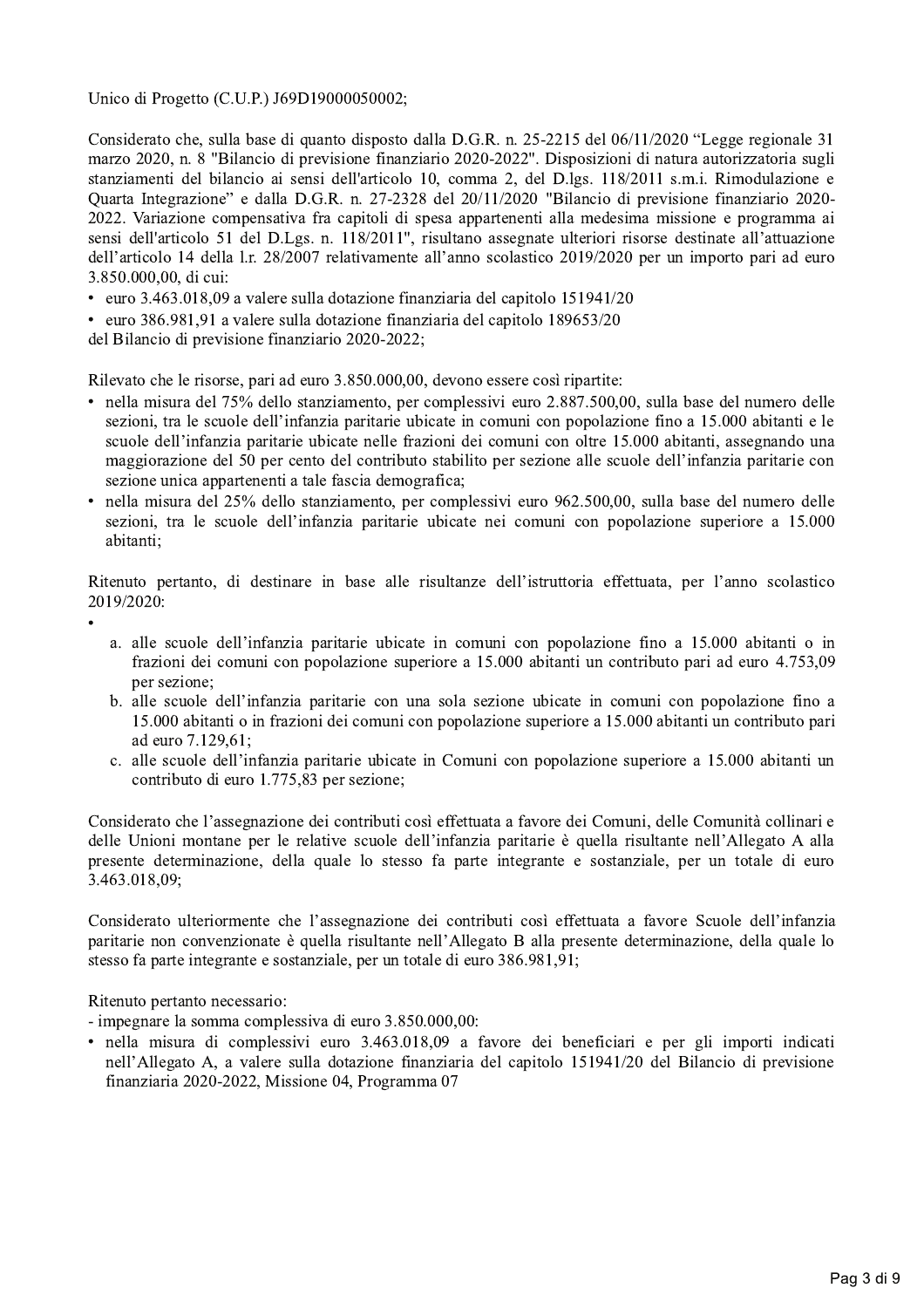Unico di Progetto (C.U.P.) J69D19000050002;

Considerato che, sulla base di quanto disposto dalla D.G.R. n. 25-2215 del 06/11/2020 "Legge regionale 31 marzo 2020, n. 8 "Bilancio di previsione finanziario 2020-2022". Disposizioni di natura autorizzatoria sugli stanziamenti del bilancio ai sensi dell'articolo 10, comma 2, del D.lgs. 118/2011 s.m.i. Rimodulazione e Quarta Integrazione" e dalla D.G.R. n. 27-2328 del 20/11/2020 "Bilancio di previsione finanziario 2020-2022. Variazione compensativa fra capitoli di spesa appartenenti alla medesima missione e programma ai sensi dell'articolo 51 del D.Lgs. n. 118/2011", risultano assegnate ulteriori risorse destinate all'attuazione dell'articolo 14 della l.r. 28/2007 relativamente all'anno scolastico 2019/2020 per un importo pari ad euro 3.850.000,00, di cui:

- euro 3.463.018,09 a valere sulla dotazione finanziaria del capitolo 151941/20
- euro 386.981,91 a valere sulla dotazione finanziaria del capitolo 189653/20

del Bilancio di previsione finanziario 2020-2022;

Rilevato che le risorse, pari ad euro 3.850.000,00, devono essere così ripartite:

- nella misura del 75% dello stanziamento, per complessivi euro 2.887.500,00, sulla base del numero delle sezioni, tra le scuole dell'infanzia paritarie ubicate in comuni con popolazione fino a 15.000 abitanti e le scuole dell'infanzia paritarie ubicate nelle frazioni dei comuni con oltre 15.000 abitanti, assegnando una maggiorazione del 50 per cento del contributo stabilito per sezione alle scuole dell'infanzia paritarie con sezione unica appartenenti a tale fascia demografica;
- nella misura del 25% dello stanziamento, per complessivi euro 962.500,00, sulla base del numero delle sezioni, tra le scuole dell'infanzia paritarie ubicate nei comuni con popolazione superiore a 15.000 abitanti;

Ritenuto pertanto, di destinare in base alle risultanze dell'istruttoria effettuata, per l'anno scolastico 2019/2020:

- 
  a. alle scuole dell'infanzia paritarie ubicate in comuni con popolazione fino a 15.000 abitanti o in frazioni dei comuni con popolazione superiore a 15.000 abitanti un contributo pari ad euro 4.753,09 per sezione;
  b. alle scuole dell'infanzia paritarie con una sola sezione ubicate in comuni con popolazione fino a 15.000 abitanti o in frazioni dei comuni con popolazione superiore a 15.000 abitanti un contributo pari ad euro 7.129,61;
  c. alle scuole dell'infanzia paritarie ubicate in Comuni con popolazione superiore a 15.000 abitanti un contributo di euro 1.775,83 per sezione;

Considerato che l'assegnazione dei contributi così effettuata a favore dei Comuni, delle Comunità collinari e delle Unioni montane per le relative scuole dell'infanzia paritarie è quella risultante nell'Allegato A alla presente determinazione, della quale lo stesso fa parte integrante e sostanziale, per un totale di euro 3.463.018,09;

Considerato ulteriormente che l'assegnazione dei contributi così effettuata a favore Scuole dell'infanzia paritarie non convenzionate è quella risultante nell'Allegato B alla presente determinazione, della quale lo stesso fa parte integrante e sostanziale, per un totale di euro 386.981,91;

Ritenuto pertanto necessario:

- impegnare la somma complessiva di euro 3.850.000,00:

- nella misura di complessivi euro 3.463.018,09 a favore dei beneficiari e per gli importi indicati nell'Allegato A, a valere sulla dotazione finanziaria del capitolo 151941/20 del Bilancio di previsione finanziaria 2020-2022, Missione 04, Programma 07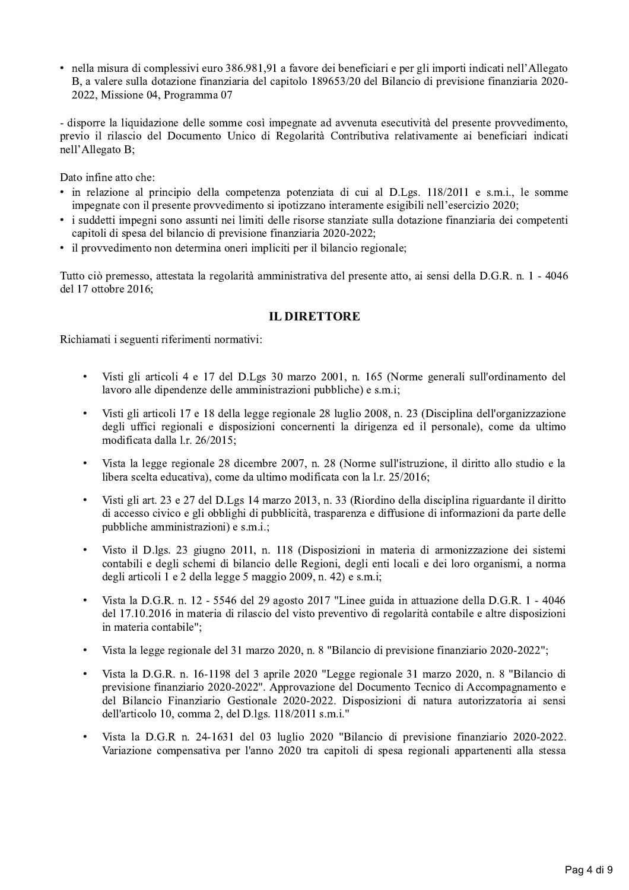- nella misura di complessivi euro 386.981,91 a favore dei beneficiari e per gli importi indicati nell'Allegato B, a valere sulla dotazione finanziaria del capitolo 189653/20 del Bilancio di previsione finanziaria 2020-2022, Missione 04, Programma 07

- disporre la liquidazione delle somme così impegnate ad avvenuta esecutività del presente provvedimento, previo il rilascio del Documento Unico di Regolarità Contributiva relativamente ai beneficiari indicati nell'Allegato B;

Dato infine atto che:

- in relazione al principio della competenza potenziata di cui al D.Lgs. 118/2011 e s.m.i., le somme impegnate con il presente provvedimento si ipotizzano interamente esigibili nell'esercizio 2020;
- i suddetti impegni sono assunti nei limiti delle risorse stanziate sulla dotazione finanziaria dei competenti capitoli di spesa del bilancio di previsione finanziaria 2020-2022;
- il provvedimento non determina oneri impliciti per il bilancio regionale;

Tutto ciò premesso, attestata la regolarità amministrativa del presente atto, ai sensi della D.G.R. n. 1 - 4046 del 17 ottobre 2016;

## IL DIRETTORE

Richiamati i seguenti riferimenti normativi:

- Visti gli articoli 4 e 17 del D.Lgs 30 marzo 2001, n. 165 (Norme generali sull'ordinamento del lavoro alle dipendenze delle amministrazioni pubbliche) e s.m.i;

- Visti gli articoli 17 e 18 della legge regionale 28 luglio 2008, n. 23 (Disciplina dell'organizzazione degli uffici regionali e disposizioni concernenti la dirigenza ed il personale), come da ultimo modificata dalla l.r. 26/2015;

- Vista la legge regionale 28 dicembre 2007, n. 28 (Norme sull'istruzione, il diritto allo studio e la libera scelta educativa), come da ultimo modificata con la l.r. 25/2016;

- Visti gli art. 23 e 27 del D.Lgs 14 marzo 2013, n. 33 (Riordino della disciplina riguardante il diritto di accesso civico e gli obblighi di pubblicità, trasparenza e diffusione di informazioni da parte delle pubbliche amministrazioni) e s.m.i.;

- Visto il D.lgs. 23 giugno 2011, n. 118 (Disposizioni in materia di armonizzazione dei sistemi contabili e degli schemi di bilancio delle Regioni, degli enti locali e dei loro organismi, a norma degli articoli 1 e 2 della legge 5 maggio 2009, n. 42) e s.m.i;

- Vista la D.G.R. n. 12 - 5546 del 29 agosto 2017 "Linee guida in attuazione della D.G.R. 1 - 4046 del 17.10.2016 in materia di rilascio del visto preventivo di regolarità contabile e altre disposizioni in materia contabile";

- Vista la legge regionale del 31 marzo 2020, n. 8 "Bilancio di previsione finanziario 2020-2022";

- Vista la D.G.R. n. 16-1198 del 3 aprile 2020 "Legge regionale 31 marzo 2020, n. 8 "Bilancio di previsione finanziario 2020-2022". Approvazione del Documento Tecnico di Accompagnamento e del Bilancio Finanziario Gestionale 2020-2022. Disposizioni di natura autorizzatoria ai sensi dell'articolo 10, comma 2, del D.lgs. 118/2011 s.m.i."

- Vista la D.G.R n. 24-1631 del 03 luglio 2020 "Bilancio di previsione finanziario 2020-2022. Variazione compensativa per l'anno 2020 tra capitoli di spesa regionali appartenenti alla stessa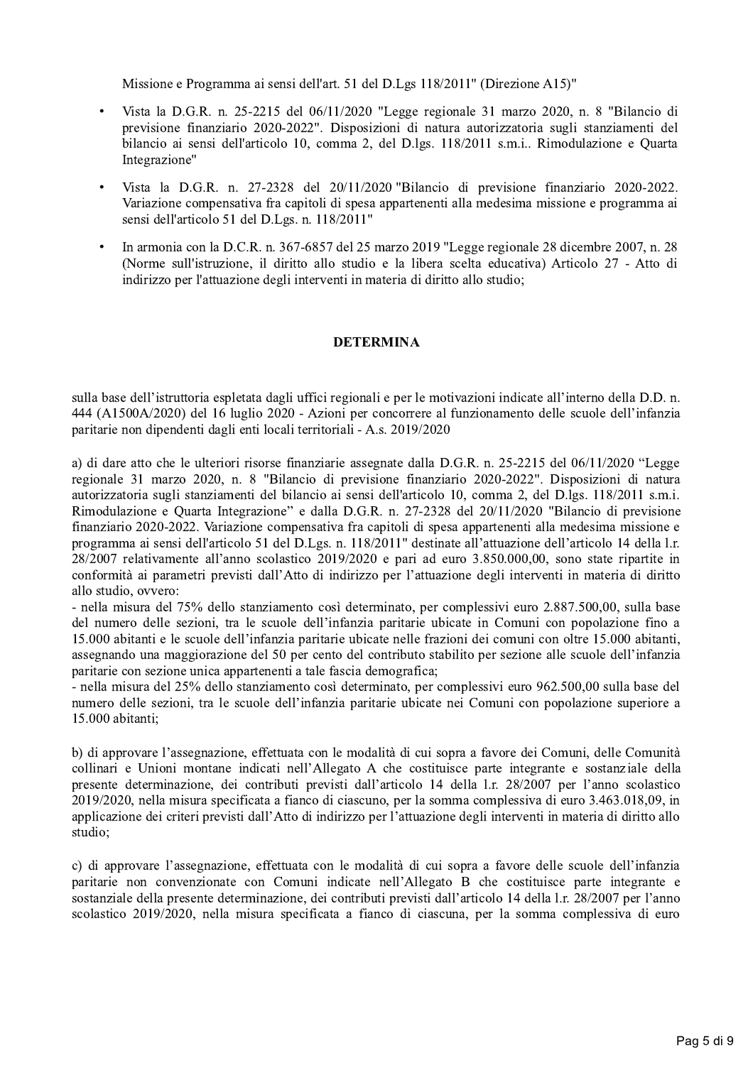Missione e Programma ai sensi dell'art. 51 del D.Lgs 118/2011" (Direzione A15)"

- Vista la D.G.R. n. 25-2215 del 06/11/2020 "Legge regionale 31 marzo 2020, n. 8 "Bilancio di previsione finanziario 2020-2022". Disposizioni di natura autorizzatoria sugli stanziamenti del bilancio ai sensi dell'articolo 10, comma 2, del D.lgs. 118/2011 s.m.i.. Rimodulazione e Quarta Integrazione"

- Vista la D.G.R. n. 27-2328 del 20/11/2020 "Bilancio di previsione finanziario 2020-2022. Variazione compensativa fra capitoli di spesa appartenenti alla medesima missione e programma ai sensi dell'articolo 51 del D.Lgs. n. 118/2011"

- In armonia con la D.C.R. n. 367-6857 del 25 marzo 2019 "Legge regionale 28 dicembre 2007, n. 28 (Norme sull'istruzione, il diritto allo studio e la libera scelta educativa) Articolo 27 - Atto di indirizzo per l'attuazione degli interventi in materia di diritto allo studio;

**DETERMINA**

sulla base dell'istruttoria espletata dagli uffici regionali e per le motivazioni indicate all'interno della D.D. n. 444 (A1500A/2020) del 16 luglio 2020 - Azioni per concorrere al funzionamento delle scuole dell'infanzia paritarie non dipendenti dagli enti locali territoriali - A.s. 2019/2020

a) di dare atto che le ulteriori risorse finanziarie assegnate dalla D.G.R. n. 25-2215 del 06/11/2020 "Legge regionale 31 marzo 2020, n. 8 "Bilancio di previsione finanziario 2020-2022". Disposizioni di natura autorizzatoria sugli stanziamenti del bilancio ai sensi dell'articolo 10, comma 2, del D.lgs. 118/2011 s.m.i. Rimodulazione e Quarta Integrazione" e dalla D.G.R. n. 27-2328 del 20/11/2020 "Bilancio di previsione finanziario 2020-2022. Variazione compensativa fra capitoli di spesa appartenenti alla medesima missione e programma ai sensi dell'articolo 51 del D.Lgs. n. 118/2011" destinate all'attuazione dell'articolo 14 della l.r. 28/2007 relativamente all'anno scolastico 2019/2020 e pari ad euro 3.850.000,00, sono state ripartite in conformità ai parametri previsti dall'Atto di indirizzo per l'attuazione degli interventi in materia di diritto allo studio, ovvero:
- nella misura del 75% dello stanziamento così determinato, per complessivi euro 2.887.500,00, sulla base del numero delle sezioni, tra le scuole dell'infanzia paritarie ubicate in Comuni con popolazione fino a 15.000 abitanti e le scuole dell'infanzia paritarie ubicate nelle frazioni dei comuni con oltre 15.000 abitanti, assegnando una maggiorazione del 50 per cento del contributo stabilito per sezione alle scuole dell'infanzia paritarie con sezione unica appartenenti a tale fascia demografica;
- nella misura del 25% dello stanziamento così determinato, per complessivi euro 962.500,00 sulla base del numero delle sezioni, tra le scuole dell'infanzia paritarie ubicate nei Comuni con popolazione superiore a 15.000 abitanti;

b) di approvare l'assegnazione, effettuata con le modalità di cui sopra a favore dei Comuni, delle Comunità collinari e Unioni montane indicati nell'Allegato A che costituisce parte integrante e sostanziale della presente determinazione, dei contributi previsti dall'articolo 14 della l.r. 28/2007 per l'anno scolastico 2019/2020, nella misura specificata a fianco di ciascuno, per la somma complessiva di euro 3.463.018,09, in applicazione dei criteri previsti dall'Atto di indirizzo per l'attuazione degli interventi in materia di diritto allo studio;

c) di approvare l'assegnazione, effettuata con le modalità di cui sopra a favore delle scuole dell'infanzia paritarie non convenzionate con Comuni indicate nell'Allegato B che costituisce parte integrante e sostanziale della presente determinazione, dei contributi previsti dall'articolo 14 della l.r. 28/2007 per l'anno scolastico 2019/2020, nella misura specificata a fianco di ciascuna, per la somma complessiva di euro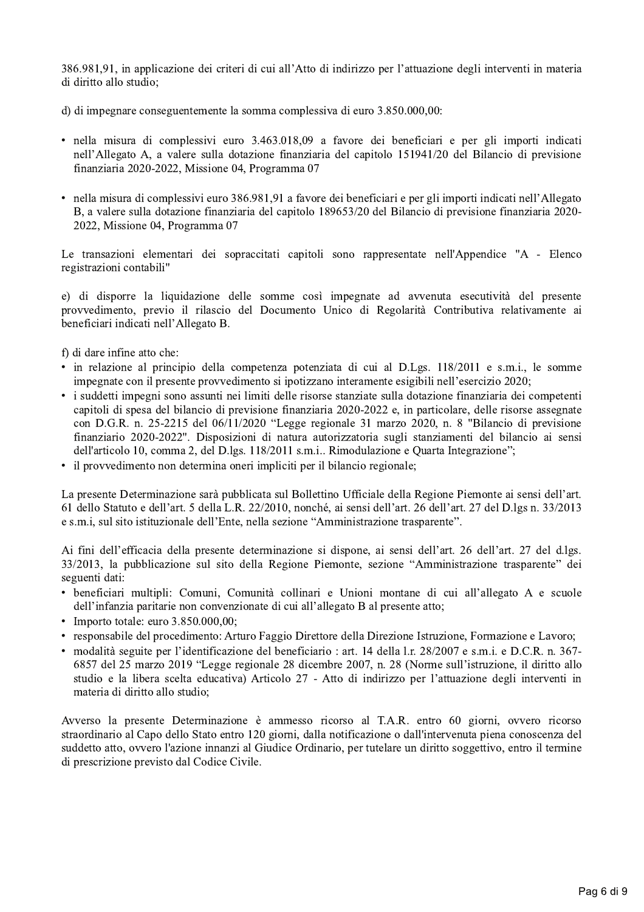386.981,91, in applicazione dei criteri di cui all'Atto di indirizzo per l'attuazione degli interventi in materia di diritto allo studio;

d) di impegnare conseguentemente la somma complessiva di euro 3.850.000,00:

- nella misura di complessivi euro 3.463.018,09 a favore dei beneficiari e per gli importi indicati nell'Allegato A, a valere sulla dotazione finanziaria del capitolo 151941/20 del Bilancio di previsione finanziaria 2020-2022, Missione 04, Programma 07

- nella misura di complessivi euro 386.981,91 a favore dei beneficiari e per gli importi indicati nell'Allegato B, a valere sulla dotazione finanziaria del capitolo 189653/20 del Bilancio di previsione finanziaria 2020-2022, Missione 04, Programma 07

Le transazioni elementari dei sopraccitati capitoli sono rappresentate nell'Appendice "A - Elenco registrazioni contabili"

e) di disporre la liquidazione delle somme così impegnate ad avvenuta esecutività del presente provvedimento, previo il rilascio del Documento Unico di Regolarità Contributiva relativamente ai beneficiari indicati nell'Allegato B.

f) di dare infine atto che:
- in relazione al principio della competenza potenziata di cui al D.Lgs. 118/2011 e s.m.i., le somme impegnate con il presente provvedimento si ipotizzano interamente esigibili nell'esercizio 2020;
- i suddetti impegni sono assunti nei limiti delle risorse stanziate sulla dotazione finanziaria dei competenti capitoli di spesa del bilancio di previsione finanziaria 2020-2022 e, in particolare, delle risorse assegnate con D.G.R. n. 25-2215 del 06/11/2020 "Legge regionale 31 marzo 2020, n. 8 "Bilancio di previsione finanziario 2020-2022". Disposizioni di natura autorizzatoria sugli stanziamenti del bilancio ai sensi dell'articolo 10, comma 2, del D.lgs. 118/2011 s.m.i.. Rimodulazione e Quarta Integrazione";
- il provvedimento non determina oneri impliciti per il bilancio regionale;

La presente Determinazione sarà pubblicata sul Bollettino Ufficiale della Regione Piemonte ai sensi dell'art. 61 dello Statuto e dell'art. 5 della L.R. 22/2010, nonché, ai sensi dell'art. 26 dell'art. 27 del D.lgs n. 33/2013 e s.m.i, sul sito istituzionale dell'Ente, nella sezione "Amministrazione trasparente".

Ai fini dell'efficacia della presente determinazione si dispone, ai sensi dell'art. 26 dell'art. 27 del d.lgs. 33/2013, la pubblicazione sul sito della Regione Piemonte, sezione "Amministrazione trasparente" dei seguenti dati:
- beneficiari multipli: Comuni, Comunità collinari e Unioni montane di cui all'allegato A e scuole dell'infanzia paritarie non convenzionate di cui all'allegato B al presente atto;
- Importo totale: euro 3.850.000,00;
- responsabile del procedimento: Arturo Faggio Direttore della Direzione Istruzione, Formazione e Lavoro;
- modalità seguite per l'identificazione del beneficiario : art. 14 della l.r. 28/2007 e s.m.i. e D.C.R. n. 367-6857 del 25 marzo 2019 "Legge regionale 28 dicembre 2007, n. 28 (Norme sull'istruzione, il diritto allo studio e la libera scelta educativa) Articolo 27 - Atto di indirizzo per l'attuazione degli interventi in materia di diritto allo studio;

Avverso la presente Determinazione è ammesso ricorso al T.A.R. entro 60 giorni, ovvero ricorso straordinario al Capo dello Stato entro 120 giorni, dalla notificazione o dall'intervenuta piena conoscenza del suddetto atto, ovvero l'azione innanzi al Giudice Ordinario, per tutelare un diritto soggettivo, entro il termine di prescrizione previsto dal Codice Civile.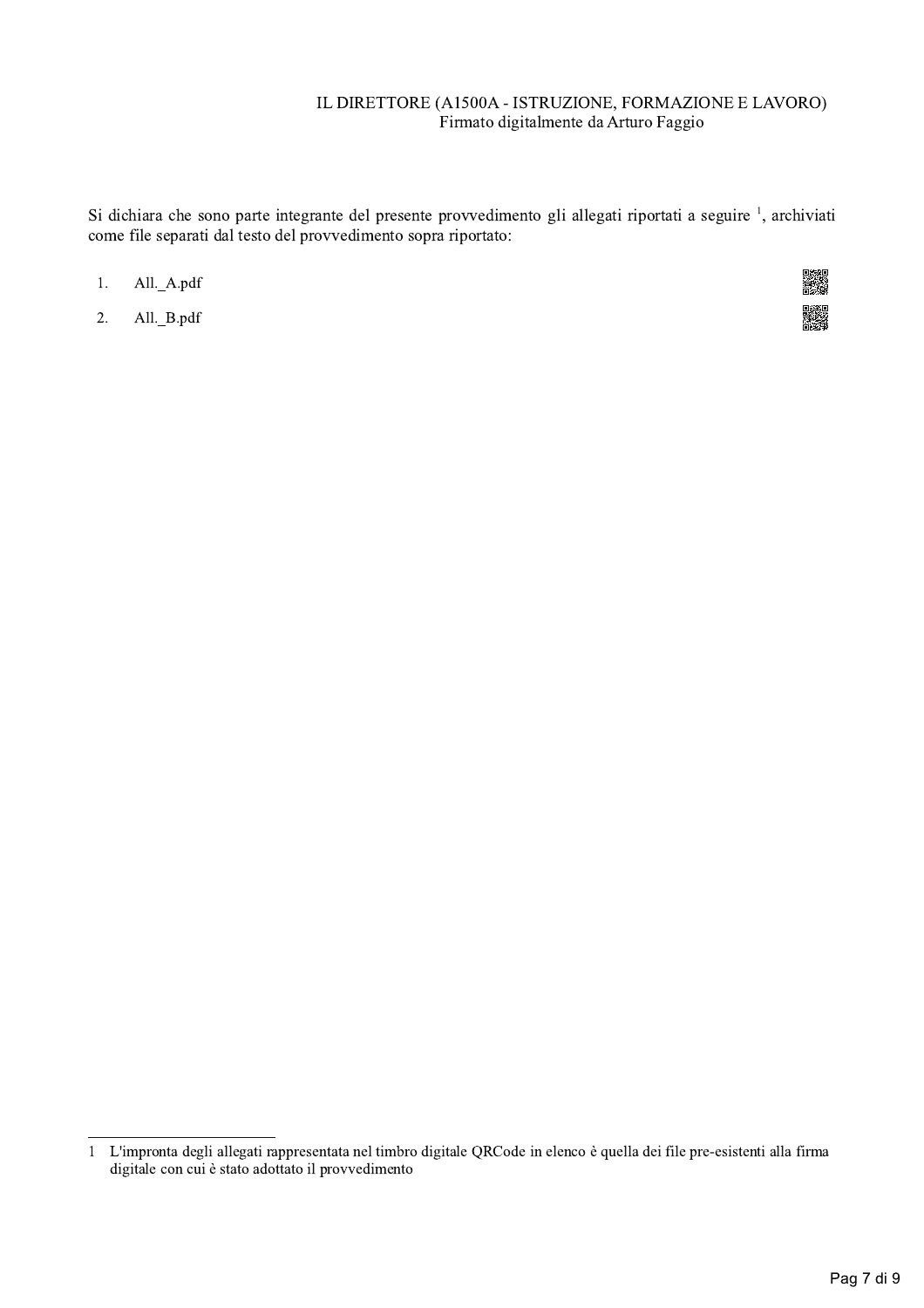IL DIRETTORE (A1500A - ISTRUZIONE, FORMAZIONE E LAVORO)
Firmato digitalmente da Arturo Faggio

Si dichiara che sono parte integrante del presente provvedimento gli allegati riportati a seguire [1], archiviati come file separati dal testo del provvedimento sopra riportato:

1. All._A.pdf
2. All._B.pdf

[1] L'impronta degli allegati rappresentata nel timbro digitale QRCode in elenco è quella dei file pre-esistenti alla firma digitale con cui è stato adottato il provvedimento